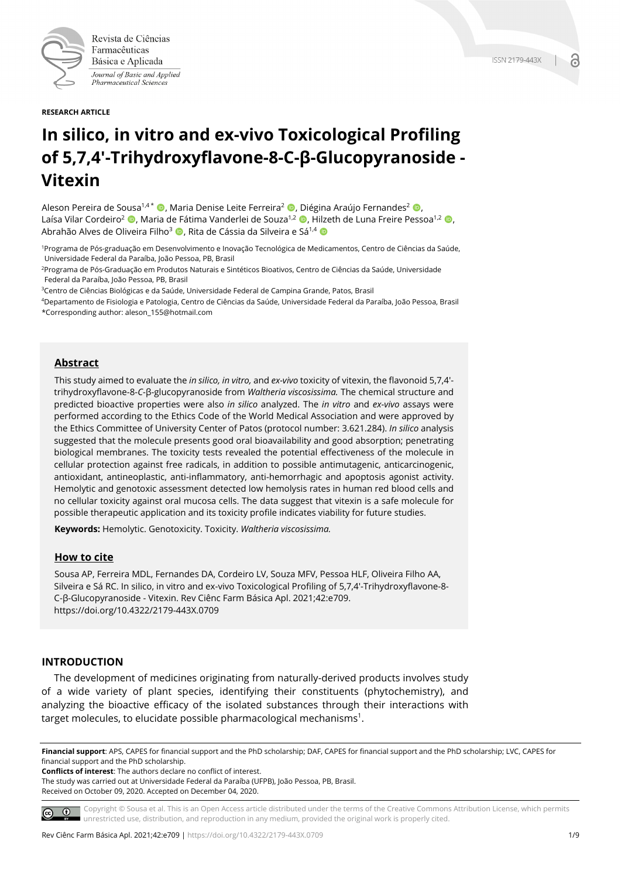RESEARCH ARTICLE

# In silico, in vitro and ex-vivo Toxicological Profiling of 5,7,4'-Trihydroxyflavone-8-C-β-Glucopyranoside - Vitexin

Aleson Pereira de Sousa[1,4*], Maria Denise Leite Ferreira[2], Diégina Araújo Fernandes[2], Laísa Vilar Cordeiro[2], Maria de Fátima Vanderlei de Souza[1,2], Hilzeth de Luna Freire Pessoa[1,2], Abrahão Alves de Oliveira Filho[3], Rita de Cássia da Silveira e Sá[1,4]

[1]Programa de Pós-graduação em Desenvolvimento e Inovação Tecnológica de Medicamentos, Centro de Ciências da Saúde, Universidade Federal da Paraíba, João Pessoa, PB, Brasil

[2]Programa de Pós-Graduação em Produtos Naturais e Sintéticos Bioativos, Centro de Ciências da Saúde, Universidade Federal da Paraíba, João Pessoa, PB, Brasil

[3]Centro de Ciências Biológicas e da Saúde, Universidade Federal de Campina Grande, Patos, Brasil

[4]Departamento de Fisiologia e Patologia, Centro de Ciências da Saúde, Universidade Federal da Paraíba, João Pessoa, Brasil

*Corresponding author: aleson_155@hotmail.com

## Abstract

This study aimed to evaluate the *in silico, in vitro,* and *ex-vivo* toxicity of vitexin, the flavonoid 5,7,4'-trihydroxyflavone-8-*C*-β-glucopyranoside from *Waltheria viscosissima.* The chemical structure and predicted bioactive properties were also *in silico* analyzed. The *in vitro* and *ex-vivo* assays were performed according to the Ethics Code of the World Medical Association and were approved by the Ethics Committee of University Center of Patos (protocol number: 3.621.284). *In silico* analysis suggested that the molecule presents good oral bioavailability and good absorption; penetrating biological membranes. The toxicity tests revealed the potential effectiveness of the molecule in cellular protection against free radicals, in addition to possible antimutagenic, anticarcinogenic, antioxidant, antineoplastic, anti-inflammatory, anti-hemorrhagic and apoptosis agonist activity. Hemolytic and genotoxic assessment detected low hemolysis rates in human red blood cells and no cellular toxicity against oral mucosa cells. The data suggest that vitexin is a safe molecule for possible therapeutic application and its toxicity profile indicates viability for future studies.

**Keywords:** Hemolytic. Genotoxicity. Toxicity. *Waltheria viscosissima.*

## How to cite

Sousa AP, Ferreira MDL, Fernandes DA, Cordeiro LV, Souza MFV, Pessoa HLF, Oliveira Filho AA, Silveira e Sá RC. In silico, in vitro and ex-vivo Toxicological Profiling of 5,7,4'-Trihydroxyflavone-8-C-β-Glucopyranoside - Vitexin. Rev Ciênc Farm Básica Apl. 2021;42:e709. https://doi.org/10.4322/2179-443X.0709

## INTRODUCTION

The development of medicines originating from naturally-derived products involves study of a wide variety of plant species, identifying their constituents (phytochemistry), and analyzing the bioactive efficacy of the isolated substances through their interactions with target molecules, to elucidate possible pharmacological mechanisms[1].

**Financial support**: APS, CAPES for financial support and the PhD scholarship; DAF, CAPES for financial support and the PhD scholarship; LVC, CAPES for financial support and the PhD scholarship.

**Conflicts of interest**: The authors declare no conflict of interest.

The study was carried out at Universidade Federal da Paraíba (UFPB), João Pessoa, PB, Brasil.

Received on October 09, 2020. Accepted on December 04, 2020.

Copyright © Sousa et al. This is an Open Access article distributed under the terms of the Creative Commons Attribution License, which permits unrestricted use, distribution, and reproduction in any medium, provided the original work is properly cited.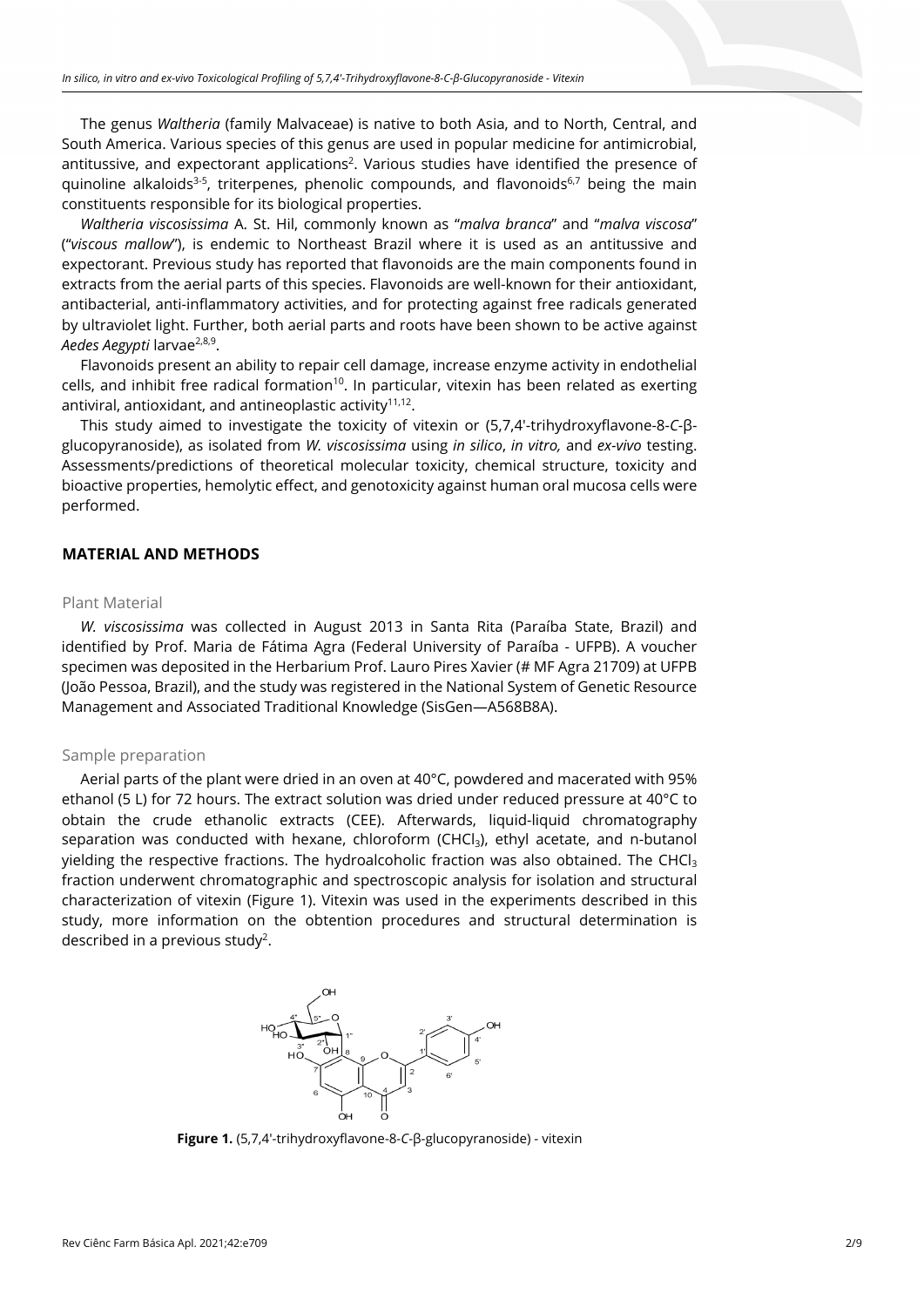The genus *Waltheria* (family Malvaceae) is native to both Asia, and to North, Central, and South America. Various species of this genus are used in popular medicine for antimicrobial, antitussive, and expectorant applications[2]. Various studies have identified the presence of quinoline alkaloids[3-5], triterpenes, phenolic compounds, and flavonoids[6,7] being the main constituents responsible for its biological properties.

*Waltheria viscosissima* A. St. Hil, commonly known as "*malva branca*" and "*malva viscosa*" ("*viscous mallow*"), is endemic to Northeast Brazil where it is used as an antitussive and expectorant. Previous study has reported that flavonoids are the main components found in extracts from the aerial parts of this species. Flavonoids are well-known for their antioxidant, antibacterial, anti-inflammatory activities, and for protecting against free radicals generated by ultraviolet light. Further, both aerial parts and roots have been shown to be active against *Aedes Aegypti* larvae[2,8,9].

Flavonoids present an ability to repair cell damage, increase enzyme activity in endothelial cells, and inhibit free radical formation[10]. In particular, vitexin has been related as exerting antiviral, antioxidant, and antineoplastic activity[11,12].

This study aimed to investigate the toxicity of vitexin or (5,7,4'-trihydroxyflavone-8-*C*-β-glucopyranoside), as isolated from *W. viscosissima* using *in silico*, *in vitro,* and *ex-vivo* testing. Assessments/predictions of theoretical molecular toxicity, chemical structure, toxicity and bioactive properties, hemolytic effect, and genotoxicity against human oral mucosa cells were performed.

## MATERIAL AND METHODS

### Plant Material

*W. viscosissima* was collected in August 2013 in Santa Rita (Paraíba State, Brazil) and identified by Prof. Maria de Fátima Agra (Federal University of Paraíba - UFPB). A voucher specimen was deposited in the Herbarium Prof. Lauro Pires Xavier (# MF Agra 21709) at UFPB (João Pessoa, Brazil), and the study was registered in the National System of Genetic Resource Management and Associated Traditional Knowledge (SisGen—A568B8A).

### Sample preparation

Aerial parts of the plant were dried in an oven at 40°C, powdered and macerated with 95% ethanol (5 L) for 72 hours. The extract solution was dried under reduced pressure at 40°C to obtain the crude ethanolic extracts (CEE). Afterwards, liquid-liquid chromatography separation was conducted with hexane, chloroform ($CHCl_3$), ethyl acetate, and n-butanol yielding the respective fractions. The hydroalcoholic fraction was also obtained. The $CHCl_3$ fraction underwent chromatographic and spectroscopic analysis for isolation and structural characterization of vitexin (Figure 1). Vitexin was used in the experiments described in this study, more information on the obtention procedures and structural determination is described in a previous study[2].

**Figure 1.** (5,7,4'-trihydroxyflavone-8-*C*-β-glucopyranoside) - vitexin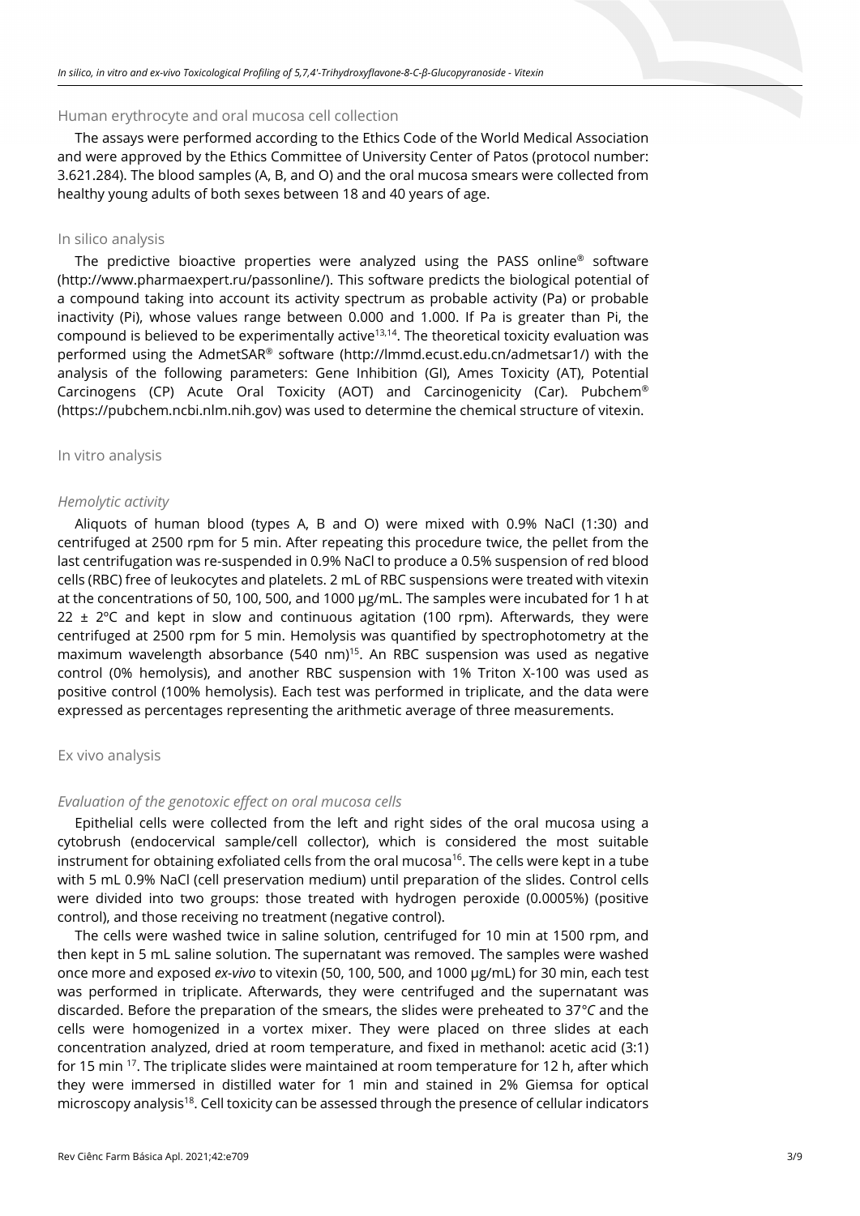## Human erythrocyte and oral mucosa cell collection

The assays were performed according to the Ethics Code of the World Medical Association and were approved by the Ethics Committee of University Center of Patos (protocol number: 3.621.284). The blood samples (A, B, and O) and the oral mucosa smears were collected from healthy young adults of both sexes between 18 and 40 years of age.

## In silico analysis

The predictive bioactive properties were analyzed using the PASS online® software (http://www.pharmaexpert.ru/passonline/). This software predicts the biological potential of a compound taking into account its activity spectrum as probable activity (Pa) or probable inactivity (Pi), whose values range between 0.000 and 1.000. If Pa is greater than Pi, the compound is believed to be experimentally active[13,14]. The theoretical toxicity evaluation was performed using the AdmetSAR® software (http://lmmd.ecust.edu.cn/admetsar1/) with the analysis of the following parameters: Gene Inhibition (GI), Ames Toxicity (AT), Potential Carcinogens (CP) Acute Oral Toxicity (AOT) and Carcinogenicity (Car). Pubchem® (https://pubchem.ncbi.nlm.nih.gov) was used to determine the chemical structure of vitexin.

## In vitro analysis

### *Hemolytic activity*

Aliquots of human blood (types A, B and O) were mixed with 0.9% NaCl (1:30) and centrifuged at 2500 rpm for 5 min. After repeating this procedure twice, the pellet from the last centrifugation was re-suspended in 0.9% NaCl to produce a 0.5% suspension of red blood cells (RBC) free of leukocytes and platelets. 2 mL of RBC suspensions were treated with vitexin at the concentrations of 50, 100, 500, and 1000 μg/mL. The samples were incubated for 1 h at 22 ± 2ºC and kept in slow and continuous agitation (100 rpm). Afterwards, they were centrifuged at 2500 rpm for 5 min. Hemolysis was quantified by spectrophotometry at the maximum wavelength absorbance (540 nm)[15]. An RBC suspension was used as negative control (0% hemolysis), and another RBC suspension with 1% Triton X-100 was used as positive control (100% hemolysis). Each test was performed in triplicate, and the data were expressed as percentages representing the arithmetic average of three measurements.

## Ex vivo analysis

### *Evaluation of the genotoxic effect on oral mucosa cells*

Epithelial cells were collected from the left and right sides of the oral mucosa using a cytobrush (endocervical sample/cell collector), which is considered the most suitable instrument for obtaining exfoliated cells from the oral mucosa[16]. The cells were kept in a tube with 5 mL 0.9% NaCl (cell preservation medium) until preparation of the slides. Control cells were divided into two groups: those treated with hydrogen peroxide (0.0005%) (positive control), and those receiving no treatment (negative control).

The cells were washed twice in saline solution, centrifuged for 10 min at 1500 rpm, and then kept in 5 mL saline solution. The supernatant was removed. The samples were washed once more and exposed *ex-vivo* to vitexin (50, 100, 500, and 1000 μg/mL) for 30 min, each test was performed in triplicate. Afterwards, they were centrifuged and the supernatant was discarded. Before the preparation of the smears, the slides were preheated to 37°*C* and the cells were homogenized in a vortex mixer. They were placed on three slides at each concentration analyzed, dried at room temperature, and fixed in methanol: acetic acid (3:1) for 15 min [17]. The triplicate slides were maintained at room temperature for 12 h, after which they were immersed in distilled water for 1 min and stained in 2% Giemsa for optical microscopy analysis[18]. Cell toxicity can be assessed through the presence of cellular indicators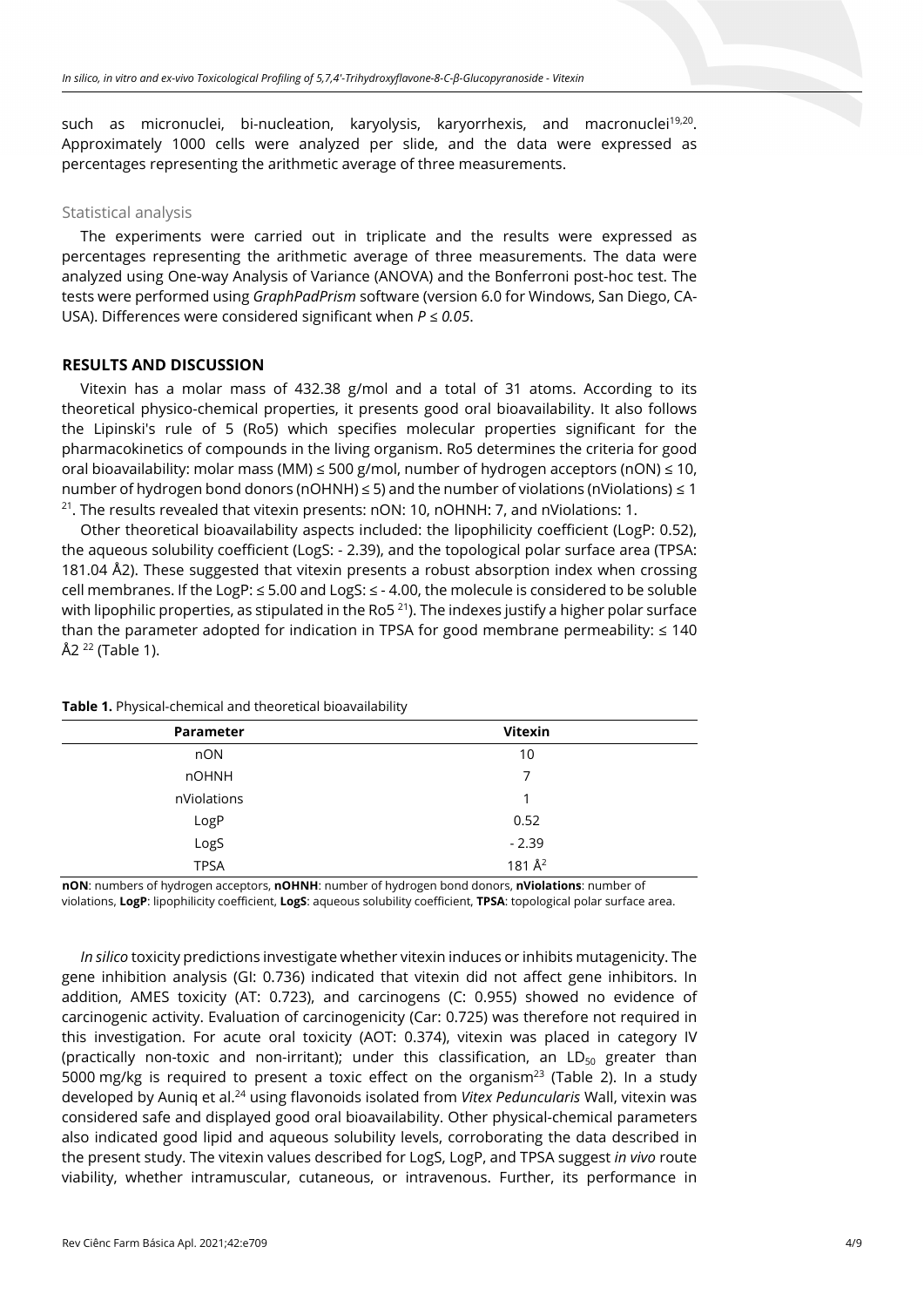such as micronuclei, bi-nucleation, karyolysis, karyorrhexis, and macronuclei[19,20]. Approximately 1000 cells were analyzed per slide, and the data were expressed as percentages representing the arithmetic average of three measurements.

### Statistical analysis

The experiments were carried out in triplicate and the results were expressed as percentages representing the arithmetic average of three measurements. The data were analyzed using One-way Analysis of Variance (ANOVA) and the Bonferroni post-hoc test. The tests were performed using *GraphPadPrism* software (version 6.0 for Windows, San Diego, CA-USA). Differences were considered significant when $P \leq 0.05$.

## RESULTS AND DISCUSSION

Vitexin has a molar mass of 432.38 g/mol and a total of 31 atoms. According to its theoretical physico-chemical properties, it presents good oral bioavailability. It also follows the Lipinski's rule of 5 (Ro5) which specifies molecular properties significant for the pharmacokinetics of compounds in the living organism. Ro5 determines the criteria for good oral bioavailability: molar mass (MM) ≤ 500 g/mol, number of hydrogen acceptors (nON) ≤ 10, number of hydrogen bond donors (nOHNH) ≤ 5) and the number of violations (nViolations) ≤ 1 [21]. The results revealed that vitexin presents: nON: 10, nOHNH: 7, and nViolations: 1.

Other theoretical bioavailability aspects included: the lipophilicity coefficient (LogP: 0.52), the aqueous solubility coefficient (LogS: - 2.39), and the topological polar surface area (TPSA: 181.04 Å2). These suggested that vitexin presents a robust absorption index when crossing cell membranes. If the LogP: ≤ 5.00 and LogS: ≤ - 4.00, the molecule is considered to be soluble with lipophilic properties, as stipulated in the Ro5 [21]). The indexes justify a higher polar surface than the parameter adopted for indication in TPSA for good membrane permeability: ≤ 140 Å2 [22] (Table 1).

**Table 1.** Physical-chemical and theoretical bioavailability

| Parameter | Vitexin |
|---|---|
| nON | 10 |
| nOHNH | 7 |
| nViolations | 1 |
| LogP | 0.52 |
| LogS | - 2.39 |
| TPSA | 181 Å$^2$ |

**nON**: numbers of hydrogen acceptors, **nOHNH**: number of hydrogen bond donors, **nViolations**: number of violations, **LogP**: lipophilicity coefficient, **LogS**: aqueous solubility coefficient, **TPSA**: topological polar surface area.

*In silico* toxicity predictions investigate whether vitexin induces or inhibits mutagenicity. The gene inhibition analysis (GI: 0.736) indicated that vitexin did not affect gene inhibitors. In addition, AMES toxicity (AT: 0.723), and carcinogens (C: 0.955) showed no evidence of carcinogenic activity. Evaluation of carcinogenicity (Car: 0.725) was therefore not required in this investigation. For acute oral toxicity (AOT: 0.374), vitexin was placed in category IV (practically non-toxic and non-irritant); under this classification, an $LD_{50}$ greater than 5000 mg/kg is required to present a toxic effect on the organism[23] (Table 2). In a study developed by Auniq et al.[24] using flavonoids isolated from *Vitex Peduncularis* Wall, vitexin was considered safe and displayed good oral bioavailability. Other physical-chemical parameters also indicated good lipid and aqueous solubility levels, corroborating the data described in the present study. The vitexin values described for LogS, LogP, and TPSA suggest *in vivo* route viability, whether intramuscular, cutaneous, or intravenous. Further, its performance in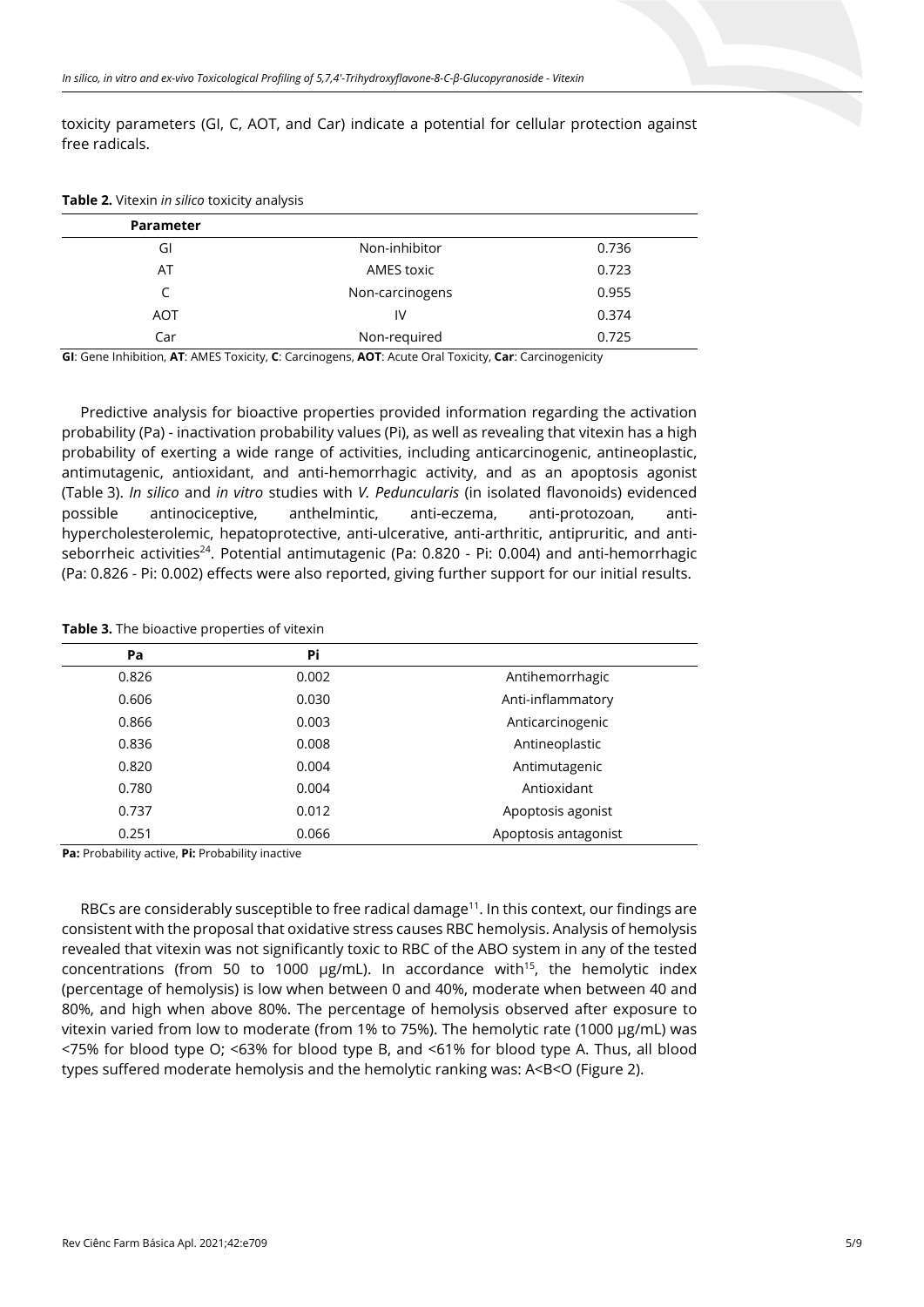toxicity parameters (GI, C, AOT, and Car) indicate a potential for cellular protection against free radicals.

**Table 2.** Vitexin *in silico* toxicity analysis

| Parameter | | |
|---|---|---|
| GI | Non-inhibitor | 0.736 |
| AT | AMES toxic | 0.723 |
| C | Non-carcinogens | 0.955 |
| AOT | IV | 0.374 |
| Car | Non-required | 0.725 |

**GI**: Gene Inhibition, **AT**: AMES Toxicity, **C**: Carcinogens, **AOT**: Acute Oral Toxicity, **Car**: Carcinogenicity

Predictive analysis for bioactive properties provided information regarding the activation probability (Pa) - inactivation probability values (Pi), as well as revealing that vitexin has a high probability of exerting a wide range of activities, including anticarcinogenic, antineoplastic, antimutagenic, antioxidant, and anti-hemorrhagic activity, and as an apoptosis agonist (Table 3). *In silico* and *in vitro* studies with *V. Peduncularis* (in isolated flavonoids) evidenced possible antinociceptive, anthelmintic, anti-eczema, anti-protozoan, anti-hypercholesterolemic, hepatoprotective, anti-ulcerative, anti-arthritic, antipruritic, and anti-seborrheic activities[24]. Potential antimutagenic (Pa: 0.820 - Pi: 0.004) and anti-hemorrhagic (Pa: 0.826 - Pi: 0.002) effects were also reported, giving further support for our initial results.

**Table 3.** The bioactive properties of vitexin

| Pa | Pi | |
|---|---|---|
| 0.826 | 0.002 | Antihemorrhagic |
| 0.606 | 0.030 | Anti-inflammatory |
| 0.866 | 0.003 | Anticarcinogenic |
| 0.836 | 0.008 | Antineoplastic |
| 0.820 | 0.004 | Antimutagenic |
| 0.780 | 0.004 | Antioxidant |
| 0.737 | 0.012 | Apoptosis agonist |
| 0.251 | 0.066 | Apoptosis antagonist |

**Pa:** Probability active, **Pi:** Probability inactive

RBCs are considerably susceptible to free radical damage[11]. In this context, our findings are consistent with the proposal that oxidative stress causes RBC hemolysis. Analysis of hemolysis revealed that vitexin was not significantly toxic to RBC of the ABO system in any of the tested concentrations (from 50 to 1000 µg/mL). In accordance with[15], the hemolytic index (percentage of hemolysis) is low when between 0 and 40%, moderate when between 40 and 80%, and high when above 80%. The percentage of hemolysis observed after exposure to vitexin varied from low to moderate (from 1% to 75%). The hemolytic rate (1000 µg/mL) was <75% for blood type O; <63% for blood type B, and <61% for blood type A. Thus, all blood types suffered moderate hemolysis and the hemolytic ranking was: A<B<O (Figure 2).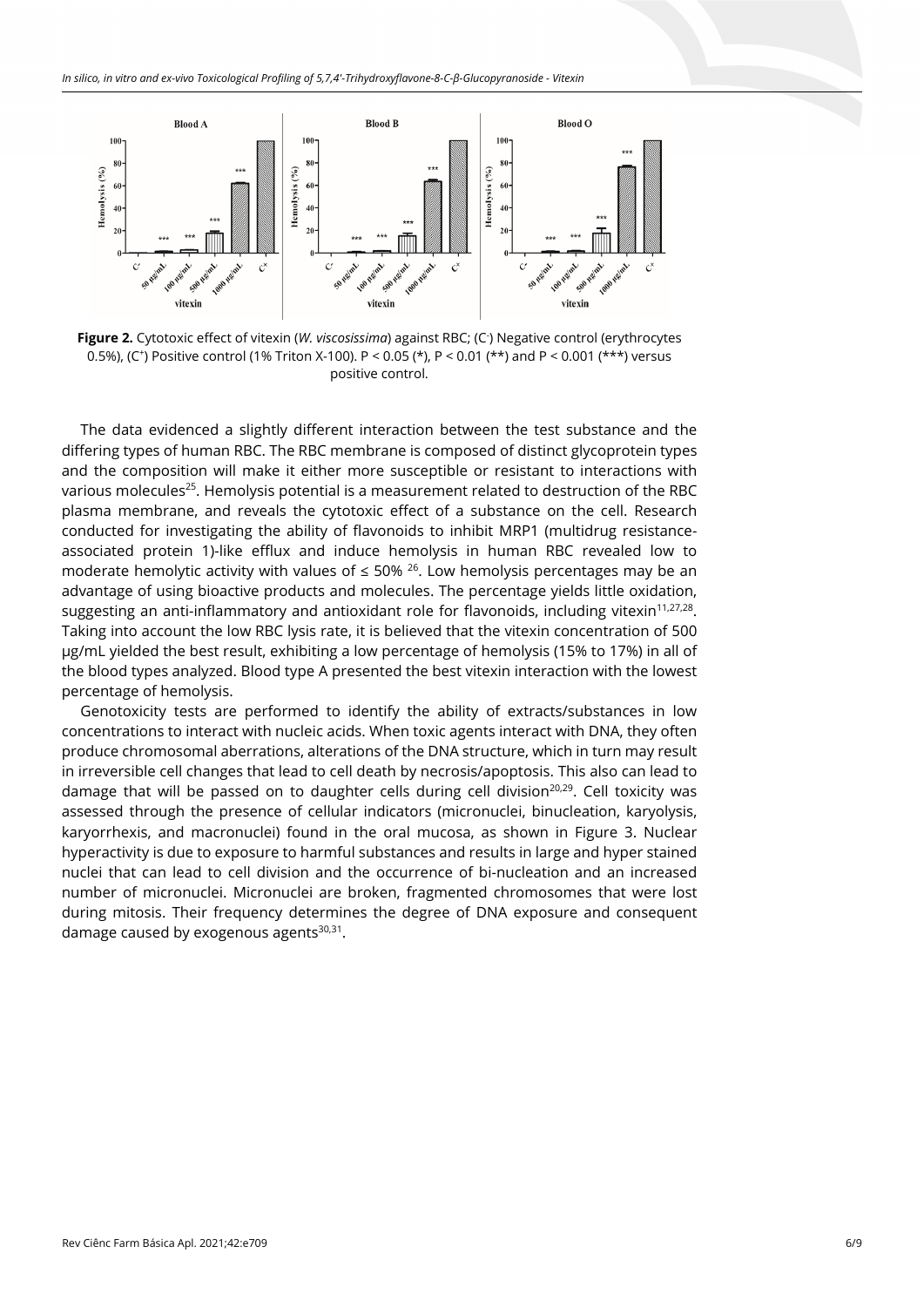**Figure 2.** Cytotoxic effect of vitexin (*W. viscosissima*) against RBC; ($C^-$) Negative control (erythrocytes 0.5%), ($C^+$) Positive control (1% Triton X-100). $P < 0.05$ (*), $P < 0.01$ (**) and $P < 0.001$ (***) versus positive control.

The data evidenced a slightly different interaction between the test substance and the differing types of human RBC. The RBC membrane is composed of distinct glycoprotein types and the composition will make it either more susceptible or resistant to interactions with various molecules[25]. Hemolysis potential is a measurement related to destruction of the RBC plasma membrane, and reveals the cytotoxic effect of a substance on the cell. Research conducted for investigating the ability of flavonoids to inhibit MRP1 (multidrug resistance-associated protein 1)-like efflux and induce hemolysis in human RBC revealed low to moderate hemolytic activity with values of ≤ 50% [26]. Low hemolysis percentages may be an advantage of using bioactive products and molecules. The percentage yields little oxidation, suggesting an anti-inflammatory and antioxidant role for flavonoids, including vitexin[11,27,28]. Taking into account the low RBC lysis rate, it is believed that the vitexin concentration of 500 μg/mL yielded the best result, exhibiting a low percentage of hemolysis (15% to 17%) in all of the blood types analyzed. Blood type A presented the best vitexin interaction with the lowest percentage of hemolysis.

Genotoxicity tests are performed to identify the ability of extracts/substances in low concentrations to interact with nucleic acids. When toxic agents interact with DNA, they often produce chromosomal aberrations, alterations of the DNA structure, which in turn may result in irreversible cell changes that lead to cell death by necrosis/apoptosis. This also can lead to damage that will be passed on to daughter cells during cell division[20,29]. Cell toxicity was assessed through the presence of cellular indicators (micronuclei, binucleation, karyolysis, karyorrhexis, and macronuclei) found in the oral mucosa, as shown in Figure 3. Nuclear hyperactivity is due to exposure to harmful substances and results in large and hyper stained nuclei that can lead to cell division and the occurrence of bi-nucleation and an increased number of micronuclei. Micronuclei are broken, fragmented chromosomes that were lost during mitosis. Their frequency determines the degree of DNA exposure and consequent damage caused by exogenous agents[30,31].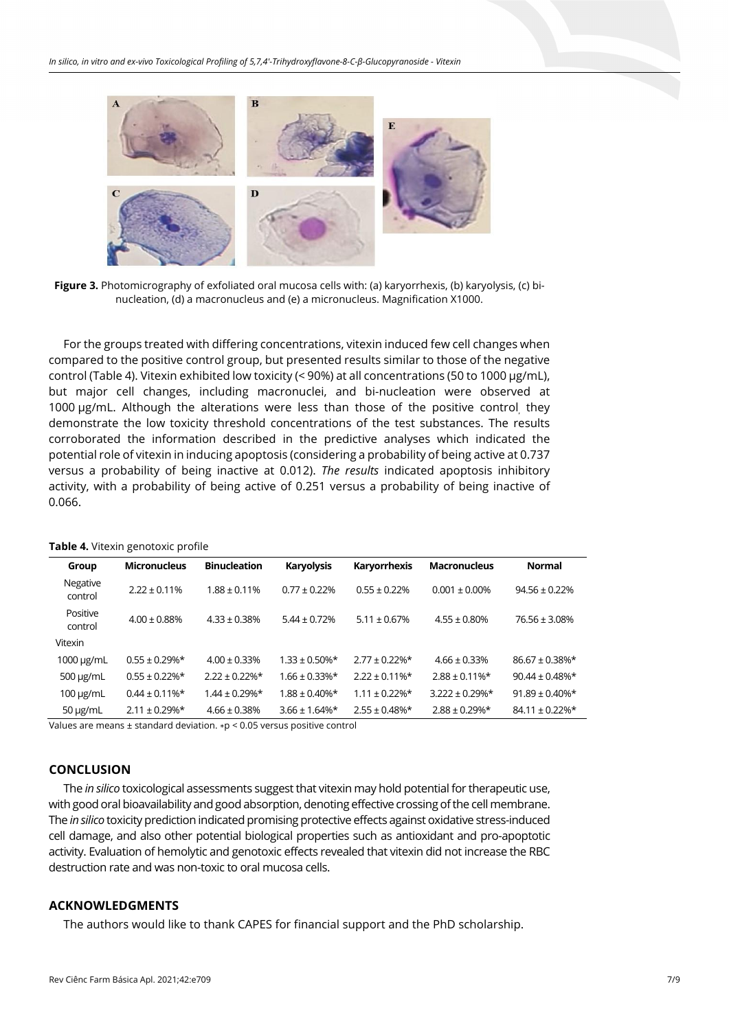**Figure 3.** Photomicrography of exfoliated oral mucosa cells with: (a) karyorrhexis, (b) karyolysis, (c) bi-nucleation, (d) a macronucleus and (e) a micronucleus. Magnification X1000.

For the groups treated with differing concentrations, vitexin induced few cell changes when compared to the positive control group, but presented results similar to those of the negative control (Table 4). Vitexin exhibited low toxicity (< 90%) at all concentrations (50 to 1000 µg/mL), but major cell changes, including macronuclei, and bi-nucleation were observed at 1000 µg/mL. Although the alterations were less than those of the positive control, they demonstrate the low toxicity threshold concentrations of the test substances. The results corroborated the information described in the predictive analyses which indicated the potential role of vitexin in inducing apoptosis (considering a probability of being active at 0.737 versus a probability of being inactive at 0.012). *The results* indicated apoptosis inhibitory activity, with a probability of being active of 0.251 versus a probability of being inactive of 0.066.

**Table 4.** Vitexin genotoxic profile

| Group | Micronucleus | Binucleation | Karyolysis | Karyorrhexis | Macronucleus | Normal |
|---|---|---|---|---|---|---|
| Negative control | 2.22 ± 0.11% | 1.88 ± 0.11% | 0.77 ± 0.22% | 0.55 ± 0.22% | 0.001 ± 0.00% | 94.56 ± 0.22% |
| Positive control | 4.00 ± 0.88% | 4.33 ± 0.38% | 5.44 ± 0.72% | 5.11 ± 0.67% | 4.55 ± 0.80% | 76.56 ± 3.08% |
| Vitexin | | | | | | |
| 1000 µg/mL | 0.55 ± 0.29%* | 4.00 ± 0.33% | 1.33 ± 0.50%* | 2.77 ± 0.22%* | 4.66 ± 0.33% | 86.67 ± 0.38%* |
| 500 µg/mL | 0.55 ± 0.22%* | 2.22 ± 0.22%* | 1.66 ± 0.33%* | 2.22 ± 0.11%* | 2.88 ± 0.11%* | 90.44 ± 0.48%* |
| 100 µg/mL | 0.44 ± 0.11%* | 1.44 ± 0.29%* | 1.88 ± 0.40%* | 1.11 ± 0.22%* | 3.222 ± 0.29%* | 91.89 ± 0.40%* |
| 50 µg/mL | 2.11 ± 0.29%* | 4.66 ± 0.38% | 3.66 ± 1.64%* | 2.55 ± 0.48%* | 2.88 ± 0.29%* | 84.11 ± 0.22%* |

Values are means ± standard deviation. *$p < 0.05$ versus positive control

## CONCLUSION

The *in silico* toxicological assessments suggest that vitexin may hold potential for therapeutic use, with good oral bioavailability and good absorption, denoting effective crossing of the cell membrane. The *in silico* toxicity prediction indicated promising protective effects against oxidative stress-induced cell damage, and also other potential biological properties such as antioxidant and pro-apoptotic activity. Evaluation of hemolytic and genotoxic effects revealed that vitexin did not increase the RBC destruction rate and was non-toxic to oral mucosa cells.

## ACKNOWLEDGMENTS

The authors would like to thank CAPES for financial support and the PhD scholarship.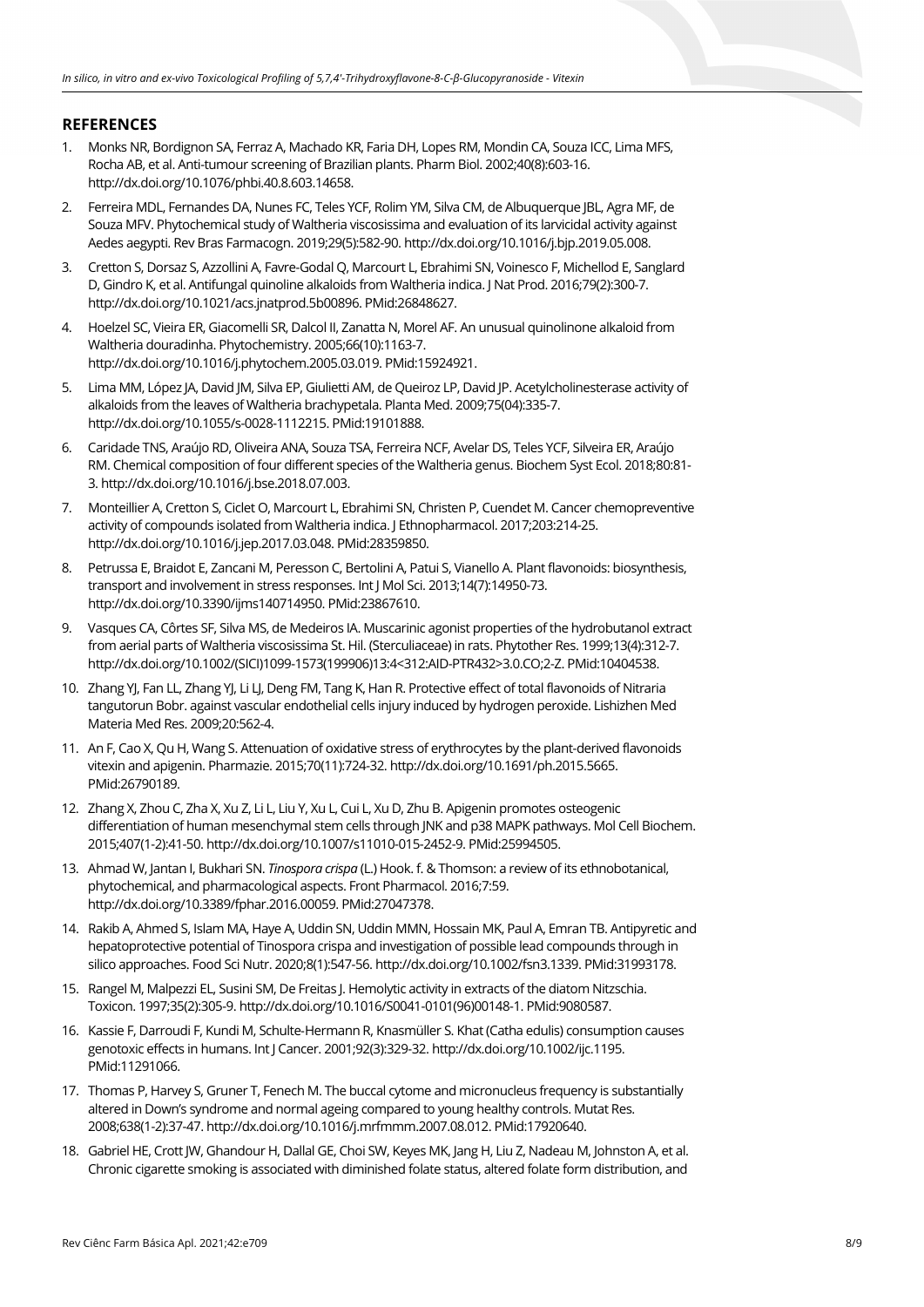## REFERENCES

1. Monks NR, Bordignon SA, Ferraz A, Machado KR, Faria DH, Lopes RM, Mondin CA, Souza ICC, Lima MFS, Rocha AB, et al. Anti-tumour screening of Brazilian plants. Pharm Biol. 2002;40(8):603-16. http://dx.doi.org/10.1076/phbi.40.8.603.14658.
2. Ferreira MDL, Fernandes DA, Nunes FC, Teles YCF, Rolim YM, Silva CM, de Albuquerque JBL, Agra MF, de Souza MFV. Phytochemical study of Waltheria viscosissima and evaluation of its larvicidal activity against Aedes aegypti. Rev Bras Farmacogn. 2019;29(5):582-90. http://dx.doi.org/10.1016/j.bjp.2019.05.008.
3. Cretton S, Dorsaz S, Azzollini A, Favre-Godal Q, Marcourt L, Ebrahimi SN, Voinesco F, Michellod E, Sanglard D, Gindro K, et al. Antifungal quinoline alkaloids from Waltheria indica. J Nat Prod. 2016;79(2):300-7. http://dx.doi.org/10.1021/acs.jnatprod.5b00896. PMid:26848627.
4. Hoelzel SC, Vieira ER, Giacomelli SR, Dalcol II, Zanatta N, Morel AF. An unusual quinolinone alkaloid from Waltheria douradinha. Phytochemistry. 2005;66(10):1163-7. http://dx.doi.org/10.1016/j.phytochem.2005.03.019. PMid:15924921.
5. Lima MM, López JA, David JM, Silva EP, Giulietti AM, de Queiroz LP, David JP. Acetylcholinesterase activity of alkaloids from the leaves of Waltheria brachypetala. Planta Med. 2009;75(04):335-7. http://dx.doi.org/10.1055/s-0028-1112215. PMid:19101888.
6. Caridade TNS, Araújo RD, Oliveira ANA, Souza TSA, Ferreira NCF, Avelar DS, Teles YCF, Silveira ER, Araújo RM. Chemical composition of four different species of the Waltheria genus. Biochem Syst Ecol. 2018;80:81-3. http://dx.doi.org/10.1016/j.bse.2018.07.003.
7. Monteillier A, Cretton S, Ciclet O, Marcourt L, Ebrahimi SN, Christen P, Cuendet M. Cancer chemopreventive activity of compounds isolated from Waltheria indica. J Ethnopharmacol. 2017;203:214-25. http://dx.doi.org/10.1016/j.jep.2017.03.048. PMid:28359850.
8. Petrussa E, Braidot E, Zancani M, Peresson C, Bertolini A, Patui S, Vianello A. Plant flavonoids: biosynthesis, transport and involvement in stress responses. Int J Mol Sci. 2013;14(7):14950-73. http://dx.doi.org/10.3390/ijms140714950. PMid:23867610.
9. Vasques CA, Côrtes SF, Silva MS, de Medeiros IA. Muscarinic agonist properties of the hydrobutanol extract from aerial parts of Waltheria viscosissima St. Hil. (Sterculiaceae) in rats. Phytother Res. 1999;13(4):312-7. http://dx.doi.org/10.1002/(SICI)1099-1573(199906)13:4<312:AID-PTR432>3.0.CO;2-Z. PMid:10404538.
10. Zhang YJ, Fan LL, Zhang YJ, Li LJ, Deng FM, Tang K, Han R. Protective effect of total flavonoids of Nitraria tangutorun Bobr. against vascular endothelial cells injury induced by hydrogen peroxide. Lishizhen Med Materia Med Res. 2009;20:562-4.
11. An F, Cao X, Qu H, Wang S. Attenuation of oxidative stress of erythrocytes by the plant-derived flavonoids vitexin and apigenin. Pharmazie. 2015;70(11):724-32. http://dx.doi.org/10.1691/ph.2015.5665. PMid:26790189.
12. Zhang X, Zhou C, Zha X, Xu Z, Li L, Liu Y, Xu L, Cui L, Xu D, Zhu B. Apigenin promotes osteogenic differentiation of human mesenchymal stem cells through JNK and p38 MAPK pathways. Mol Cell Biochem. 2015;407(1-2):41-50. http://dx.doi.org/10.1007/s11010-015-2452-9. PMid:25994505.
13. Ahmad W, Jantan I, Bukhari SN. *Tinospora crispa* (L.) Hook. f. & Thomson: a review of its ethnobotanical, phytochemical, and pharmacological aspects. Front Pharmacol. 2016;7:59. http://dx.doi.org/10.3389/fphar.2016.00059. PMid:27047378.
14. Rakib A, Ahmed S, Islam MA, Haye A, Uddin SN, Uddin MMN, Hossain MK, Paul A, Emran TB. Antipyretic and hepatoprotective potential of Tinospora crispa and investigation of possible lead compounds through in silico approaches. Food Sci Nutr. 2020;8(1):547-56. http://dx.doi.org/10.1002/fsn3.1339. PMid:31993178.
15. Rangel M, Malpezzi EL, Susini SM, De Freitas J. Hemolytic activity in extracts of the diatom Nitzschia. Toxicon. 1997;35(2):305-9. http://dx.doi.org/10.1016/S0041-0101(96)00148-1. PMid:9080587.
16. Kassie F, Darroudi F, Kundi M, Schulte-Hermann R, Knasmüller S. Khat (Catha edulis) consumption causes genotoxic effects in humans. Int J Cancer. 2001;92(3):329-32. http://dx.doi.org/10.1002/ijc.1195. PMid:11291066.
17. Thomas P, Harvey S, Gruner T, Fenech M. The buccal cytome and micronucleus frequency is substantially altered in Down's syndrome and normal ageing compared to young healthy controls. Mutat Res. 2008;638(1-2):37-47. http://dx.doi.org/10.1016/j.mrfmmm.2007.08.012. PMid:17920640.
18. Gabriel HE, Crott JW, Ghandour H, Dallal GE, Choi SW, Keyes MK, Jang H, Liu Z, Nadeau M, Johnston A, et al. Chronic cigarette smoking is associated with diminished folate status, altered folate form distribution, and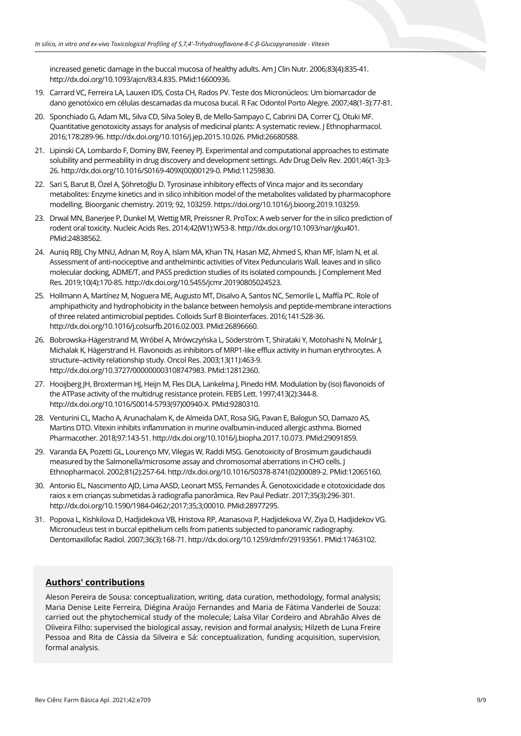increased genetic damage in the buccal mucosa of healthy adults. Am J Clin Nutr. 2006;83(4):835-41. http://dx.doi.org/10.1093/ajcn/83.4.835. PMid:16600936.

19. Carrard VC, Ferreira LA, Lauxen IDS, Costa CH, Rados PV. Teste dos Micronúcleos: Um biomarcador de dano genotóxico em células descamadas da mucosa bucal. R Fac Odontol Porto Alegre. 2007;48(1-3):77-81.
20. Sponchiado G, Adam ML, Silva CD, Silva Soley B, de Mello-Sampayo C, Cabrini DA, Correr CJ, Otuki MF. Quantitative genotoxicity assays for analysis of medicinal plants: A systematic review. J Ethnopharmacol. 2016;178:289-96. http://dx.doi.org/10.1016/j.jep.2015.10.026. PMid:26680588.
21. Lipinski CA, Lombardo F, Dominy BW, Feeney PJ. Experimental and computational approaches to estimate solubility and permeability in drug discovery and development settings. Adv Drug Deliv Rev. 2001;46(1-3):3-26. http://dx.doi.org/10.1016/S0169-409X(00)00129-0. PMid:11259830.
22. Sari S, Barut B, Özel A, Şöhretoğlu D. Tyrosinase inhibitory effects of Vinca major and its secondary metabolites: Enzyme kinetics and in silico inhibition model of the metabolites validated by pharmacophore modelling. Bioorganic chemistry. 2019; 92, 103259. https://doi.org/10.1016/j.bioorg.2019.103259.
23. Drwal MN, Banerjee P, Dunkel M, Wettig MR, Preissner R. ProTox: A web server for the in silico prediction of rodent oral toxicity. Nucleic Acids Res. 2014;42(W1):W53-8. http://dx.doi.org/10.1093/nar/gku401. PMid:24838562.
24. Auniq RBJ, Chy MNU, Adnan M, Roy A, Islam MA, Khan TN, Hasan MZ, Ahmed S, Khan MF, Islam N, et al. Assessment of anti-nociceptive and anthelmintic activities of Vitex Peduncularis Wall. leaves and in silico molecular docking, ADME/T, and PASS prediction studies of its isolated compounds. J Complement Med Res. 2019;10(4):170-85. http://dx.doi.org/10.5455/jcmr.20190805024523.
25. Hollmann A, Martínez M, Noguera ME, Augusto MT, Disalvo A, Santos NC, Semorile L, Maffía PC. Role of amphipathicity and hydrophobicity in the balance between hemolysis and peptide-membrane interactions of three related antimicrobial peptides. Colloids Surf B Biointerfaces. 2016;141:528-36. http://dx.doi.org/10.1016/j.colsurfb.2016.02.003. PMid:26896660.
26. Bobrowska-Hägerstrand M, Wróbel A, Mrówczyńska L, Söderström T, Shirataki Y, Motohashi N, Molnár J, Michalak K, Hägerstrand H. Flavonoids as inhibitors of MRP1-like efflux activity in human erythrocytes. A structure–activity relationship study. Oncol Res. 2003;13(11):463-9. http://dx.doi.org/10.3727/000000003108747983. PMid:12812360.
27. Hooijberg JH, Broxterman HJ, Heijn M, Fles DLA, Lankelma J, Pinedo HM. Modulation by (iso) flavonoids of the ATPase activity of the multidrug resistance protein. FEBS Lett. 1997;413(2):344-8. http://dx.doi.org/10.1016/S0014-5793(97)00940-X. PMid:9280310.
28. Venturini CL, Macho A, Arunachalam K, de Almeida DAT, Rosa SIG, Pavan E, Balogun SO, Damazo AS, Martins DTO. Vitexin inhibits inflammation in murine ovalbumin-induced allergic asthma. Biomed Pharmacother. 2018;97:143-51. http://dx.doi.org/10.1016/j.biopha.2017.10.073. PMid:29091859.
29. Varanda EA, Pozetti GL, Lourenço MV, Vilegas W, Raddi MSG. Genotoxicity of Brosimum gaudichaudii measured by the Salmonella/microsome assay and chromosomal aberrations in CHO cells. J Ethnopharmacol. 2002;81(2):257-64. http://dx.doi.org/10.1016/S0378-8741(02)00089-2. PMid:12065160.
30. Antonio EL, Nascimento AJD, Lima AASD, Leonart MSS, Fernandes Â. Genotoxicidade e citotoxicidade dos raios x em crianças submetidas à radiografia panorâmica. Rev Paul Pediatr. 2017;35(3):296-301. http://dx.doi.org/10.1590/1984-0462/;2017;35;3;00010. PMid:28977295.
31. Popova L, Kishkilova D, Hadjidekova VB, Hristova RP, Atanasova P, Hadjidekova VV, Ziya D, Hadjidekov VG. Micronucleus test in buccal epithelium cells from patients subjected to panoramic radiography. Dentomaxillofac Radiol. 2007;36(3):168-71. http://dx.doi.org/10.1259/dmfr/29193561. PMid:17463102.

## Authors' contributions

Aleson Pereira de Sousa: conceptualization, writing, data curation, methodology, formal analysis; Maria Denise Leite Ferreira, Diégina Araújo Fernandes and Maria de Fátima Vanderlei de Souza: carried out the phytochemical study of the molecule; Laísa Vilar Cordeiro and Abrahão Alves de Oliveira Filho: supervised the biological assay, revision and formal analysis; Hilzeth de Luna Freire Pessoa and Rita de Cássia da Silveira e Sá: conceptualization, funding acquisition, supervision, formal analysis.